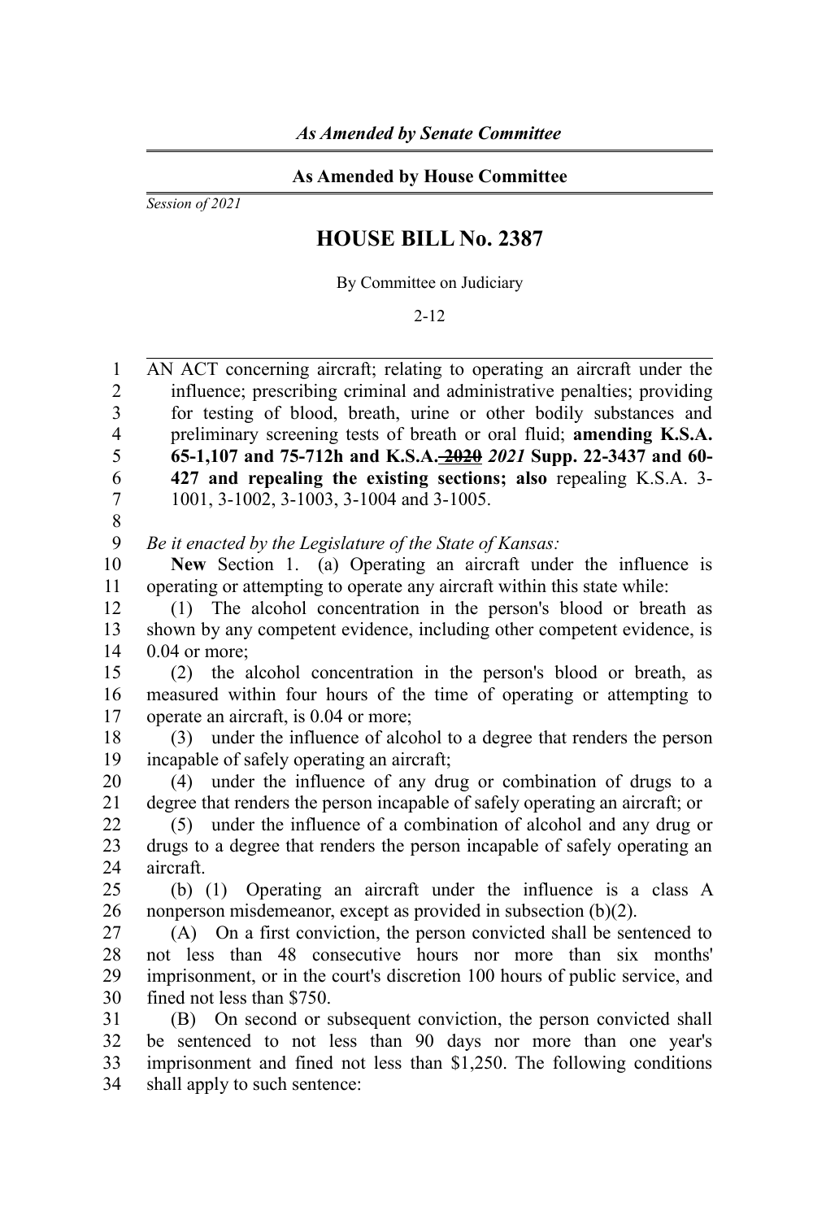*As Amended by Senate Committee*

**As Amended by House Committee**

*Session of 2021*

# HOUSE BILL No. 2387

By Committee on Judiciary

2-12

AN ACT concerning aircraft; relating to operating an aircraft under the influence; prescribing criminal and administrative penalties; providing for testing of blood, breath, urine or other bodily substances and preliminary screening tests of breath or oral fluid; **amending K.S.A. 65-1,107 and 75-712h and K.S.A. ~~2020~~** ***2021*** **Supp. 22-3437 and 60-427 and repealing the existing sections; also** repealing K.S.A. 3-1001, 3-1002, 3-1003, 3-1004 and 3-1005.

*Be it enacted by the Legislature of the State of Kansas:*

**New** Section 1. (a) Operating an aircraft under the influence is operating or attempting to operate any aircraft within this state while:

(1) The alcohol concentration in the person's blood or breath as shown by any competent evidence, including other competent evidence, is 0.04 or more;

(2) the alcohol concentration in the person's blood or breath, as measured within four hours of the time of operating or attempting to operate an aircraft, is 0.04 or more;

(3) under the influence of alcohol to a degree that renders the person incapable of safely operating an aircraft;

(4) under the influence of any drug or combination of drugs to a degree that renders the person incapable of safely operating an aircraft; or

(5) under the influence of a combination of alcohol and any drug or drugs to a degree that renders the person incapable of safely operating an aircraft.

(b) (1) Operating an aircraft under the influence is a class A nonperson misdemeanor, except as provided in subsection (b)(2).

(A) On a first conviction, the person convicted shall be sentenced to not less than 48 consecutive hours nor more than six months' imprisonment, or in the court's discretion 100 hours of public service, and fined not less than $750.

(B) On second or subsequent conviction, the person convicted shall be sentenced to not less than 90 days nor more than one year's imprisonment and fined not less than $1,250. The following conditions shall apply to such sentence: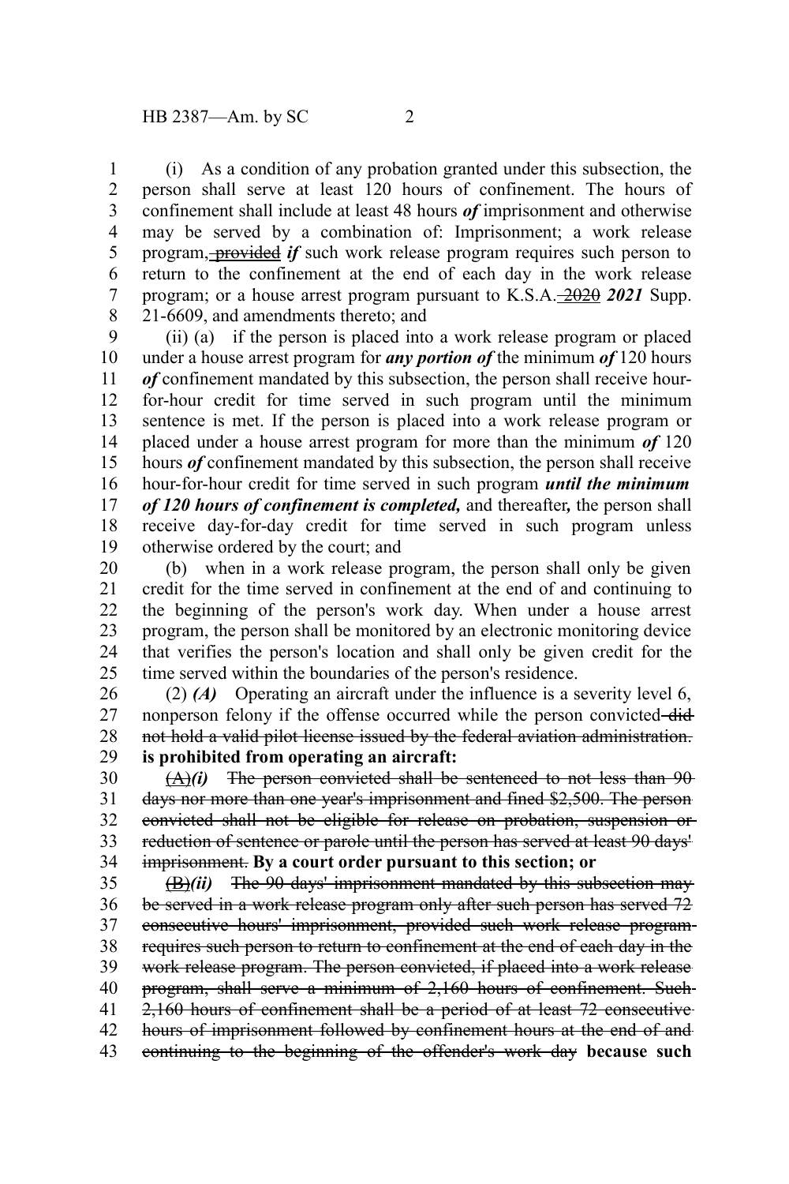(i) As a condition of any probation granted under this subsection, the person shall serve at least 120 hours of confinement. The hours of confinement shall include at least 48 hours ***of*** imprisonment and otherwise may be served by a combination of: Imprisonment; a work release program, ~~provided~~ ***if*** such work release program requires such person to return to the confinement at the end of each day in the work release program; or a house arrest program pursuant to K.S.A. ~~2020~~ ***2021*** Supp. 21-6609, and amendments thereto; and

(ii) (a) if the person is placed into a work release program or placed under a house arrest program for ***any portion of*** the minimum ***of*** 120 hours ***of*** confinement mandated by this subsection, the person shall receive hour-for-hour credit for time served in such program until the minimum sentence is met. If the person is placed into a work release program or placed under a house arrest program for more than the minimum ***of*** 120 hours ***of*** confinement mandated by this subsection, the person shall receive hour-for-hour credit for time served in such program ***until the minimum of 120 hours of confinement is completed,*** and thereafter***,*** the person shall receive day-for-day credit for time served in such program unless otherwise ordered by the court; and

(b) when in a work release program, the person shall only be given credit for the time served in confinement at the end of and continuing to the beginning of the person's work day. When under a house arrest program, the person shall be monitored by an electronic monitoring device that verifies the person's location and shall only be given credit for the time served within the boundaries of the person's residence.

(2) ***(A)*** Operating an aircraft under the influence is a severity level 6, nonperson felony if the offense occurred while the person convicted ~~did not hold a valid pilot license issued by the federal aviation administration.~~ **is prohibited from operating an aircraft:**

~~(A)~~***(i)*** ~~The person convicted shall be sentenced to not less than 90 days nor more than one year's imprisonment and fined $2,500. The person convicted shall not be eligible for release on probation, suspension or reduction of sentence or parole until the person has served at least 90 days' imprisonment.~~ **By a court order pursuant to this section; or**

~~(B)~~***(ii)*** ~~The 90 days' imprisonment mandated by this subsection may be served in a work release program only after such person has served 72 consecutive hours' imprisonment, provided such work release program requires such person to return to confinement at the end of each day in the work release program. The person convicted, if placed into a work release program, shall serve a minimum of 2,160 hours of confinement. Such 2,160 hours of confinement shall be a period of at least 72 consecutive hours of imprisonment followed by confinement hours at the end of and continuing to the beginning of the offender's work day~~ **because such**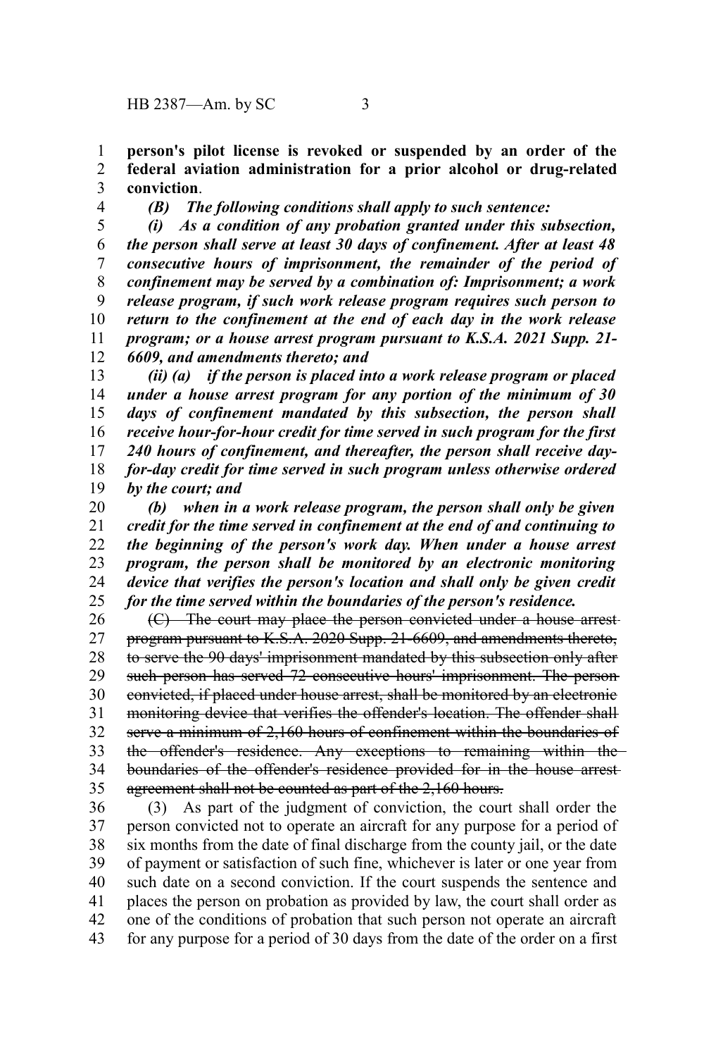**person's pilot license is revoked or suspended by an order of the federal aviation administration for a prior alcohol or drug-related conviction**.

***(B) The following conditions shall apply to such sentence:***

***(i) As a condition of any probation granted under this subsection, the person shall serve at least 30 days of confinement. After at least 48 consecutive hours of imprisonment, the remainder of the period of confinement may be served by a combination of: Imprisonment; a work release program, if such work release program requires such person to return to the confinement at the end of each day in the work release program; or a house arrest program pursuant to K.S.A. 2021 Supp. 21-6609, and amendments thereto; and***

***(ii) (a) if the person is placed into a work release program or placed under a house arrest program for any portion of the minimum of 30 days of confinement mandated by this subsection, the person shall receive hour-for-hour credit for time served in such program for the first 240 hours of confinement, and thereafter, the person shall receive day-for-day credit for time served in such program unless otherwise ordered by the court; and***

***(b) when in a work release program, the person shall only be given credit for the time served in confinement at the end of and continuing to the beginning of the person's work day. When under a house arrest program, the person shall be monitored by an electronic monitoring device that verifies the person's location and shall only be given credit for the time served within the boundaries of the person's residence.***

~~(C) The court may place the person convicted under a house arrest program pursuant to K.S.A. 2020 Supp. 21-6609, and amendments thereto, to serve the 90 days' imprisonment mandated by this subsection only after such person has served 72 consecutive hours' imprisonment. The person convicted, if placed under house arrest, shall be monitored by an electronic monitoring device that verifies the offender's location. The offender shall serve a minimum of 2,160 hours of confinement within the boundaries of the offender's residence. Any exceptions to remaining within the boundaries of the offender's residence provided for in the house arrest agreement shall not be counted as part of the 2,160 hours.~~

(3) As part of the judgment of conviction, the court shall order the person convicted not to operate an aircraft for any purpose for a period of six months from the date of final discharge from the county jail, or the date of payment or satisfaction of such fine, whichever is later or one year from such date on a second conviction. If the court suspends the sentence and places the person on probation as provided by law, the court shall order as one of the conditions of probation that such person not operate an aircraft for any purpose for a period of 30 days from the date of the order on a first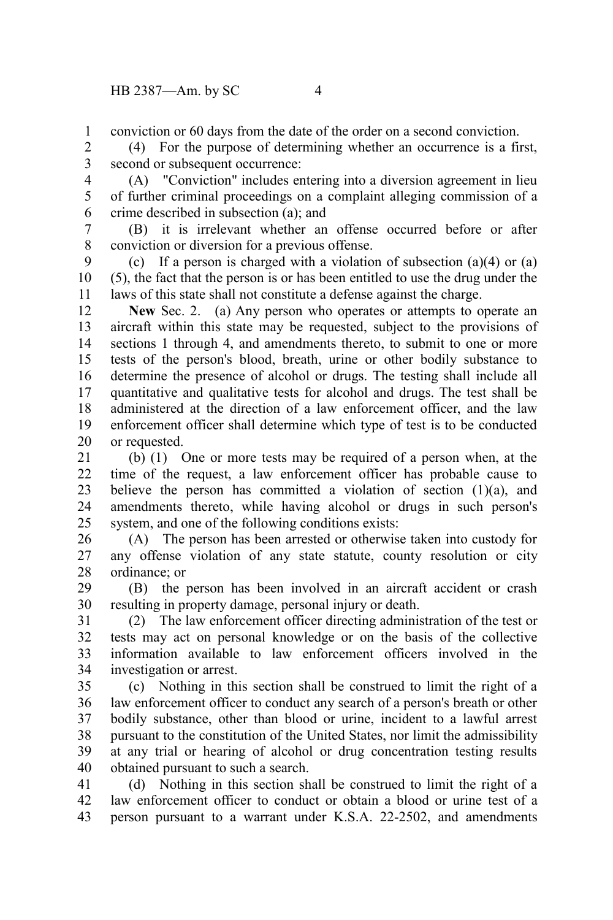conviction or 60 days from the date of the order on a second conviction.

(4) For the purpose of determining whether an occurrence is a first, second or subsequent occurrence:

(A) "Conviction" includes entering into a diversion agreement in lieu of further criminal proceedings on a complaint alleging commission of a crime described in subsection (a); and

(B) it is irrelevant whether an offense occurred before or after conviction or diversion for a previous offense.

(c) If a person is charged with a violation of subsection (a)(4) or (a)(5), the fact that the person is or has been entitled to use the drug under the laws of this state shall not constitute a defense against the charge.

**New** Sec. 2. (a) Any person who operates or attempts to operate an aircraft within this state may be requested, subject to the provisions of sections 1 through 4, and amendments thereto, to submit to one or more tests of the person's blood, breath, urine or other bodily substance to determine the presence of alcohol or drugs. The testing shall include all quantitative and qualitative tests for alcohol and drugs. The test shall be administered at the direction of a law enforcement officer, and the law enforcement officer shall determine which type of test is to be conducted or requested.

(b) (1) One or more tests may be required of a person when, at the time of the request, a law enforcement officer has probable cause to believe the person has committed a violation of section (1)(a), and amendments thereto, while having alcohol or drugs in such person's system, and one of the following conditions exists:

(A) The person has been arrested or otherwise taken into custody for any offense violation of any state statute, county resolution or city ordinance; or

(B) the person has been involved in an aircraft accident or crash resulting in property damage, personal injury or death.

(2) The law enforcement officer directing administration of the test or tests may act on personal knowledge or on the basis of the collective information available to law enforcement officers involved in the investigation or arrest.

(c) Nothing in this section shall be construed to limit the right of a law enforcement officer to conduct any search of a person's breath or other bodily substance, other than blood or urine, incident to a lawful arrest pursuant to the constitution of the United States, nor limit the admissibility at any trial or hearing of alcohol or drug concentration testing results obtained pursuant to such a search.

(d) Nothing in this section shall be construed to limit the right of a law enforcement officer to conduct or obtain a blood or urine test of a person pursuant to a warrant under K.S.A. 22-2502, and amendments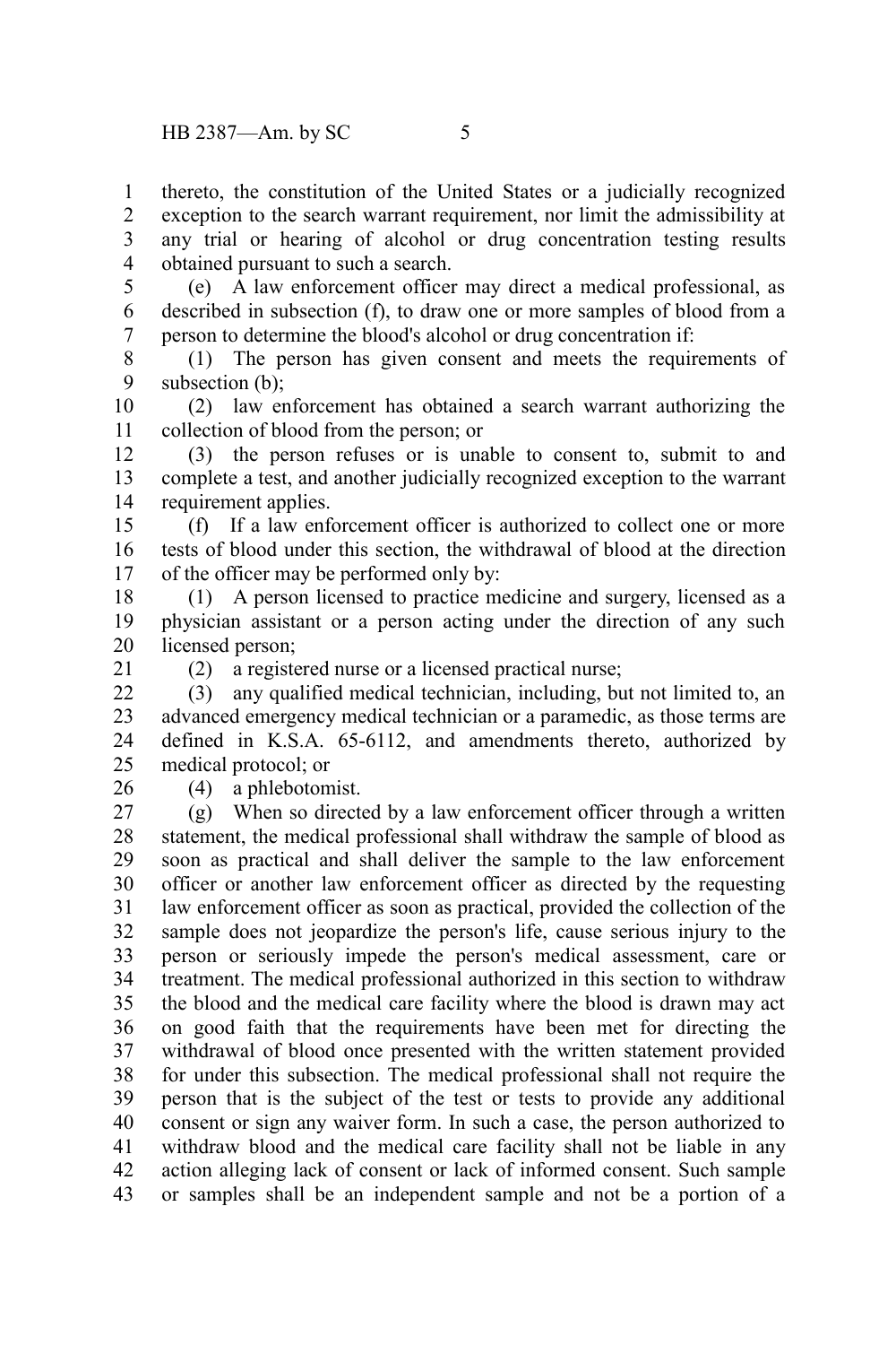thereto, the constitution of the United States or a judicially recognized exception to the search warrant requirement, nor limit the admissibility at any trial or hearing of alcohol or drug concentration testing results obtained pursuant to such a search.

(e) A law enforcement officer may direct a medical professional, as described in subsection (f), to draw one or more samples of blood from a person to determine the blood's alcohol or drug concentration if:

(1) The person has given consent and meets the requirements of subsection (b);

(2) law enforcement has obtained a search warrant authorizing the collection of blood from the person; or

(3) the person refuses or is unable to consent to, submit to and complete a test, and another judicially recognized exception to the warrant requirement applies.

(f) If a law enforcement officer is authorized to collect one or more tests of blood under this section, the withdrawal of blood at the direction of the officer may be performed only by:

(1) A person licensed to practice medicine and surgery, licensed as a physician assistant or a person acting under the direction of any such licensed person;

(2) a registered nurse or a licensed practical nurse;

(3) any qualified medical technician, including, but not limited to, an advanced emergency medical technician or a paramedic, as those terms are defined in K.S.A. 65-6112, and amendments thereto, authorized by medical protocol; or

(4) a phlebotomist.

(g) When so directed by a law enforcement officer through a written statement, the medical professional shall withdraw the sample of blood as soon as practical and shall deliver the sample to the law enforcement officer or another law enforcement officer as directed by the requesting law enforcement officer as soon as practical, provided the collection of the sample does not jeopardize the person's life, cause serious injury to the person or seriously impede the person's medical assessment, care or treatment. The medical professional authorized in this section to withdraw the blood and the medical care facility where the blood is drawn may act on good faith that the requirements have been met for directing the withdrawal of blood once presented with the written statement provided for under this subsection. The medical professional shall not require the person that is the subject of the test or tests to provide any additional consent or sign any waiver form. In such a case, the person authorized to withdraw blood and the medical care facility shall not be liable in any action alleging lack of consent or lack of informed consent. Such sample or samples shall be an independent sample and not be a portion of a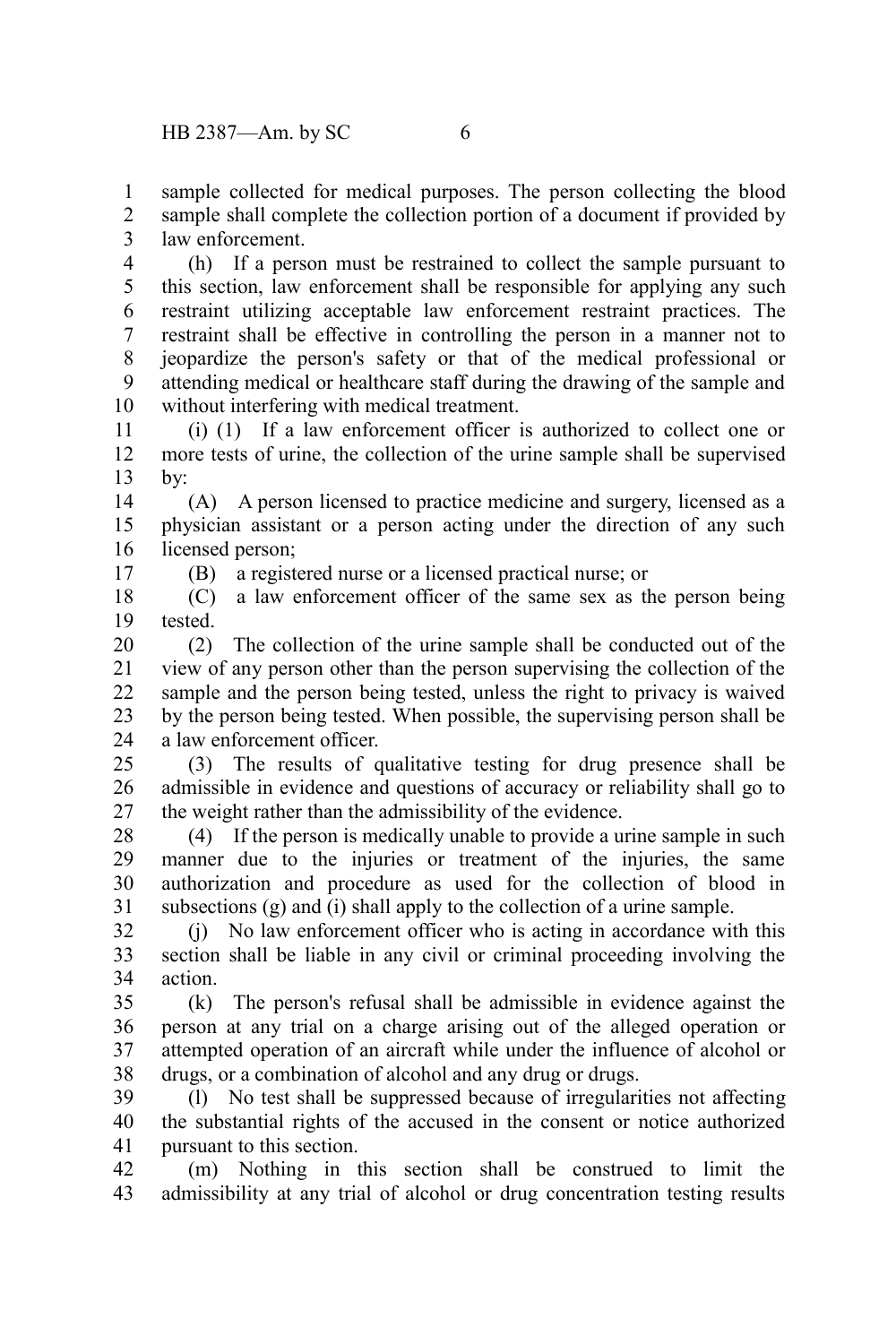sample collected for medical purposes. The person collecting the blood sample shall complete the collection portion of a document if provided by law enforcement.

(h) If a person must be restrained to collect the sample pursuant to this section, law enforcement shall be responsible for applying any such restraint utilizing acceptable law enforcement restraint practices. The restraint shall be effective in controlling the person in a manner not to jeopardize the person's safety or that of the medical professional or attending medical or healthcare staff during the drawing of the sample and without interfering with medical treatment.

(i) (1) If a law enforcement officer is authorized to collect one or more tests of urine, the collection of the urine sample shall be supervised by:

(A) A person licensed to practice medicine and surgery, licensed as a physician assistant or a person acting under the direction of any such licensed person;

(B) a registered nurse or a licensed practical nurse; or

(C) a law enforcement officer of the same sex as the person being tested.

(2) The collection of the urine sample shall be conducted out of the view of any person other than the person supervising the collection of the sample and the person being tested, unless the right to privacy is waived by the person being tested. When possible, the supervising person shall be a law enforcement officer.

(3) The results of qualitative testing for drug presence shall be admissible in evidence and questions of accuracy or reliability shall go to the weight rather than the admissibility of the evidence.

(4) If the person is medically unable to provide a urine sample in such manner due to the injuries or treatment of the injuries, the same authorization and procedure as used for the collection of blood in subsections (g) and (i) shall apply to the collection of a urine sample.

(j) No law enforcement officer who is acting in accordance with this section shall be liable in any civil or criminal proceeding involving the action.

(k) The person's refusal shall be admissible in evidence against the person at any trial on a charge arising out of the alleged operation or attempted operation of an aircraft while under the influence of alcohol or drugs, or a combination of alcohol and any drug or drugs.

(l) No test shall be suppressed because of irregularities not affecting the substantial rights of the accused in the consent or notice authorized pursuant to this section.

(m) Nothing in this section shall be construed to limit the admissibility at any trial of alcohol or drug concentration testing results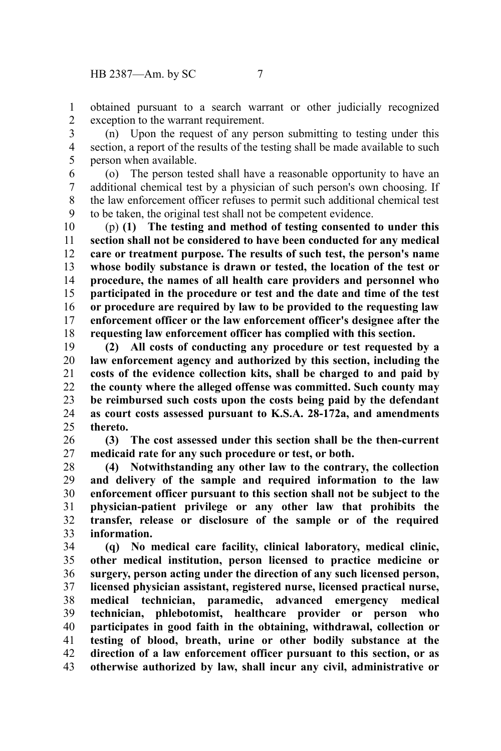obtained pursuant to a search warrant or other judicially recognized exception to the warrant requirement.

(n) Upon the request of any person submitting to testing under this section, a report of the results of the testing shall be made available to such person when available.

(o) The person tested shall have a reasonable opportunity to have an additional chemical test by a physician of such person's own choosing. If the law enforcement officer refuses to permit such additional chemical test to be taken, the original test shall not be competent evidence.

(p) **(1) The testing and method of testing consented to under this section shall not be considered to have been conducted for any medical care or treatment purpose. The results of such test, the person's name whose bodily substance is drawn or tested, the location of the test or procedure, the names of all health care providers and personnel who participated in the procedure or test and the date and time of the test or procedure are required by law to be provided to the requesting law enforcement officer or the law enforcement officer's designee after the requesting law enforcement officer has complied with this section.**

**(2) All costs of conducting any procedure or test requested by a law enforcement agency and authorized by this section, including the costs of the evidence collection kits, shall be charged to and paid by the county where the alleged offense was committed. Such county may be reimbursed such costs upon the costs being paid by the defendant as court costs assessed pursuant to K.S.A. 28-172a, and amendments thereto.**

**(3) The cost assessed under this section shall be the then-current medicaid rate for any such procedure or test, or both.**

**(4) Notwithstanding any other law to the contrary, the collection and delivery of the sample and required information to the law enforcement officer pursuant to this section shall not be subject to the physician-patient privilege or any other law that prohibits the transfer, release or disclosure of the sample or of the required information.**

**(q) No medical care facility, clinical laboratory, medical clinic, other medical institution, person licensed to practice medicine or surgery, person acting under the direction of any such licensed person, licensed physician assistant, registered nurse, licensed practical nurse, medical technician, paramedic, advanced emergency medical technician, phlebotomist, healthcare provider or person who participates in good faith in the obtaining, withdrawal, collection or testing of blood, breath, urine or other bodily substance at the direction of a law enforcement officer pursuant to this section, or as otherwise authorized by law, shall incur any civil, administrative or**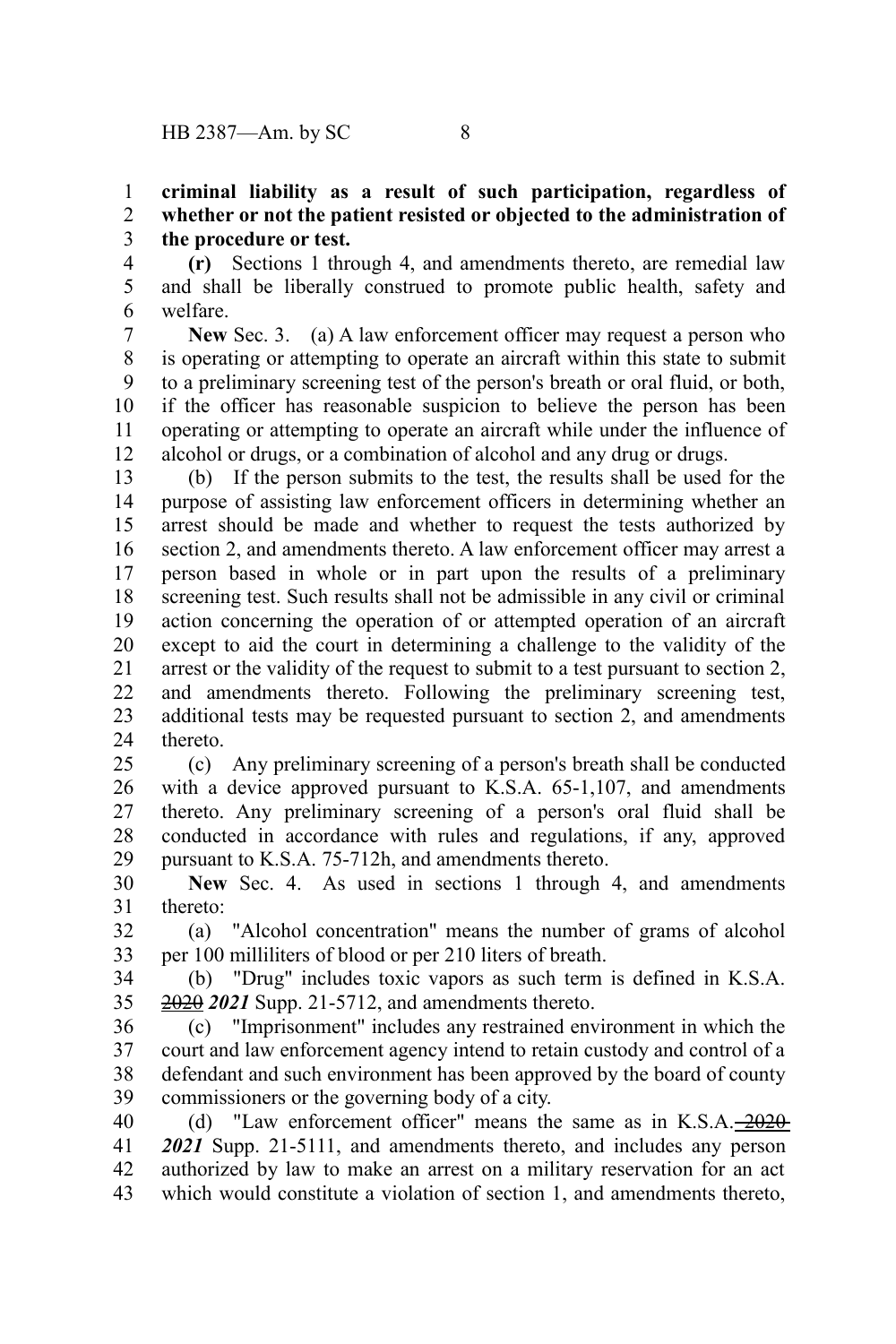**criminal liability as a result of such participation, regardless of whether or not the patient resisted or objected to the administration of the procedure or test.**

**(r)** Sections 1 through 4, and amendments thereto, are remedial law and shall be liberally construed to promote public health, safety and welfare.

**New** Sec. 3. (a) A law enforcement officer may request a person who is operating or attempting to operate an aircraft within this state to submit to a preliminary screening test of the person's breath or oral fluid, or both, if the officer has reasonable suspicion to believe the person has been operating or attempting to operate an aircraft while under the influence of alcohol or drugs, or a combination of alcohol and any drug or drugs.

(b) If the person submits to the test, the results shall be used for the purpose of assisting law enforcement officers in determining whether an arrest should be made and whether to request the tests authorized by section 2, and amendments thereto. A law enforcement officer may arrest a person based in whole or in part upon the results of a preliminary screening test. Such results shall not be admissible in any civil or criminal action concerning the operation of or attempted operation of an aircraft except to aid the court in determining a challenge to the validity of the arrest or the validity of the request to submit to a test pursuant to section 2, and amendments thereto. Following the preliminary screening test, additional tests may be requested pursuant to section 2, and amendments thereto.

(c) Any preliminary screening of a person's breath shall be conducted with a device approved pursuant to K.S.A. 65-1,107, and amendments thereto. Any preliminary screening of a person's oral fluid shall be conducted in accordance with rules and regulations, if any, approved pursuant to K.S.A. 75-712h, and amendments thereto.

**New** Sec. 4. As used in sections 1 through 4, and amendments thereto:

(a) "Alcohol concentration" means the number of grams of alcohol per 100 milliliters of blood or per 210 liters of breath.

(b) "Drug" includes toxic vapors as such term is defined in K.S.A. ~~2020~~ ***2021*** Supp. 21-5712, and amendments thereto.

(c) "Imprisonment" includes any restrained environment in which the court and law enforcement agency intend to retain custody and control of a defendant and such environment has been approved by the board of county commissioners or the governing body of a city.

(d) "Law enforcement officer" means the same as in K.S.A. ~~2020~~ ***2021*** Supp. 21-5111, and amendments thereto, and includes any person authorized by law to make an arrest on a military reservation for an act which would constitute a violation of section 1, and amendments thereto,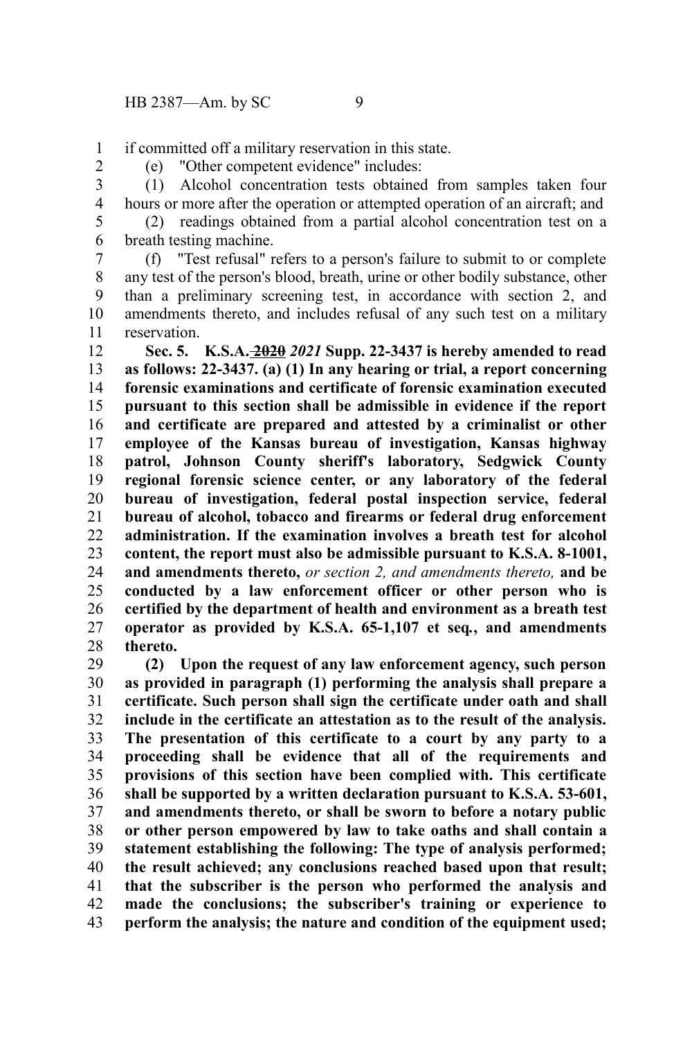if committed off a military reservation in this state.

(e) "Other competent evidence" includes:

(1) Alcohol concentration tests obtained from samples taken four hours or more after the operation or attempted operation of an aircraft; and

(2) readings obtained from a partial alcohol concentration test on a breath testing machine.

(f) "Test refusal" refers to a person's failure to submit to or complete any test of the person's blood, breath, urine or other bodily substance, other than a preliminary screening test, in accordance with section 2, and amendments thereto, and includes refusal of any such test on a military reservation.

**Sec. 5. K.S.A. ~~2020~~** ***2021*** **Supp. 22-3437 is hereby amended to read as follows: 22-3437. (a) (1) In any hearing or trial, a report concerning forensic examinations and certificate of forensic examination executed pursuant to this section shall be admissible in evidence if the report and certificate are prepared and attested by a criminalist or other employee of the Kansas bureau of investigation, Kansas highway patrol, Johnson County sheriff's laboratory, Sedgwick County regional forensic science center, or any laboratory of the federal bureau of investigation, federal postal inspection service, federal bureau of alcohol, tobacco and firearms or federal drug enforcement administration. If the examination involves a breath test for alcohol content, the report must also be admissible pursuant to K.S.A. 8-1001, and amendments thereto,** *or section 2, and amendments thereto,* **and be conducted by a law enforcement officer or other person who is certified by the department of health and environment as a breath test operator as provided by K.S.A. 65-1,107 et seq., and amendments thereto.**

**(2) Upon the request of any law enforcement agency, such person as provided in paragraph (1) performing the analysis shall prepare a certificate. Such person shall sign the certificate under oath and shall include in the certificate an attestation as to the result of the analysis. The presentation of this certificate to a court by any party to a proceeding shall be evidence that all of the requirements and provisions of this section have been complied with. This certificate shall be supported by a written declaration pursuant to K.S.A. 53-601, and amendments thereto, or shall be sworn to before a notary public or other person empowered by law to take oaths and shall contain a statement establishing the following: The type of analysis performed; the result achieved; any conclusions reached based upon that result; that the subscriber is the person who performed the analysis and made the conclusions; the subscriber's training or experience to perform the analysis; the nature and condition of the equipment used;**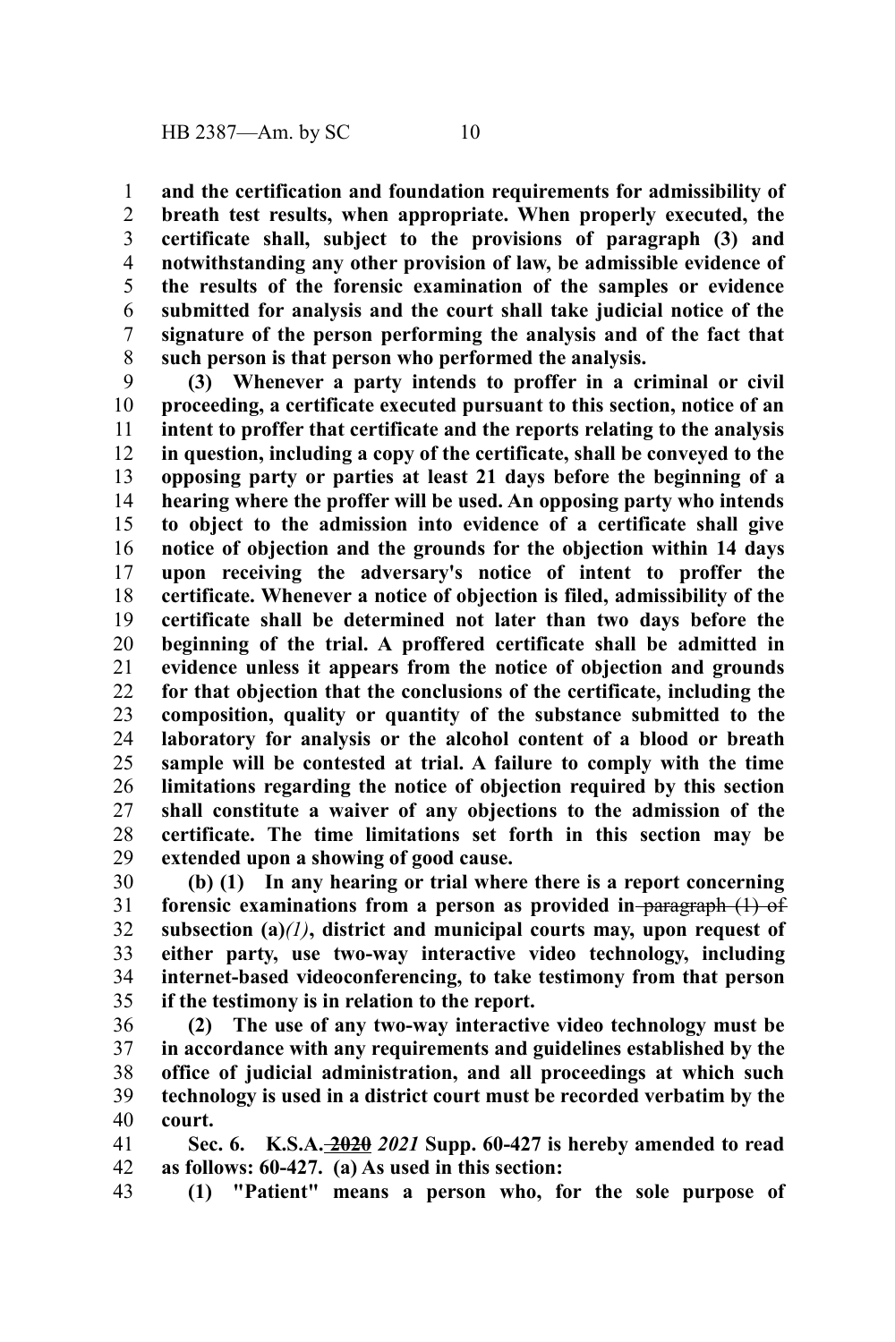**and the certification and foundation requirements for admissibility of breath test results, when appropriate. When properly executed, the certificate shall, subject to the provisions of paragraph (3) and notwithstanding any other provision of law, be admissible evidence of the results of the forensic examination of the samples or evidence submitted for analysis and the court shall take judicial notice of the signature of the person performing the analysis and of the fact that such person is that person who performed the analysis.**

**(3) Whenever a party intends to proffer in a criminal or civil proceeding, a certificate executed pursuant to this section, notice of an intent to proffer that certificate and the reports relating to the analysis in question, including a copy of the certificate, shall be conveyed to the opposing party or parties at least 21 days before the beginning of a hearing where the proffer will be used. An opposing party who intends to object to the admission into evidence of a certificate shall give notice of objection and the grounds for the objection within 14 days upon receiving the adversary's notice of intent to proffer the certificate. Whenever a notice of objection is filed, admissibility of the certificate shall be determined not later than two days before the beginning of the trial. A proffered certificate shall be admitted in evidence unless it appears from the notice of objection and grounds for that objection that the conclusions of the certificate, including the composition, quality or quantity of the substance submitted to the laboratory for analysis or the alcohol content of a blood or breath sample will be contested at trial. A failure to comply with the time limitations regarding the notice of objection required by this section shall constitute a waiver of any objections to the admission of the certificate. The time limitations set forth in this section may be extended upon a showing of good cause.**

**(b) (1) In any hearing or trial where there is a report concerning forensic examinations from a person as provided in ~~paragraph (1) of~~ subsection (a)*(1)*, district and municipal courts may, upon request of either party, use two-way interactive video technology, including internet-based videoconferencing, to take testimony from that person if the testimony is in relation to the report.**

**(2) The use of any two-way interactive video technology must be in accordance with any requirements and guidelines established by the office of judicial administration, and all proceedings at which such technology is used in a district court must be recorded verbatim by the court.**

**Sec. 6. K.S.A. ~~2020~~ *2021* Supp. 60-427 is hereby amended to read as follows: 60-427. (a) As used in this section:**

**(1) "Patient" means a person who, for the sole purpose of**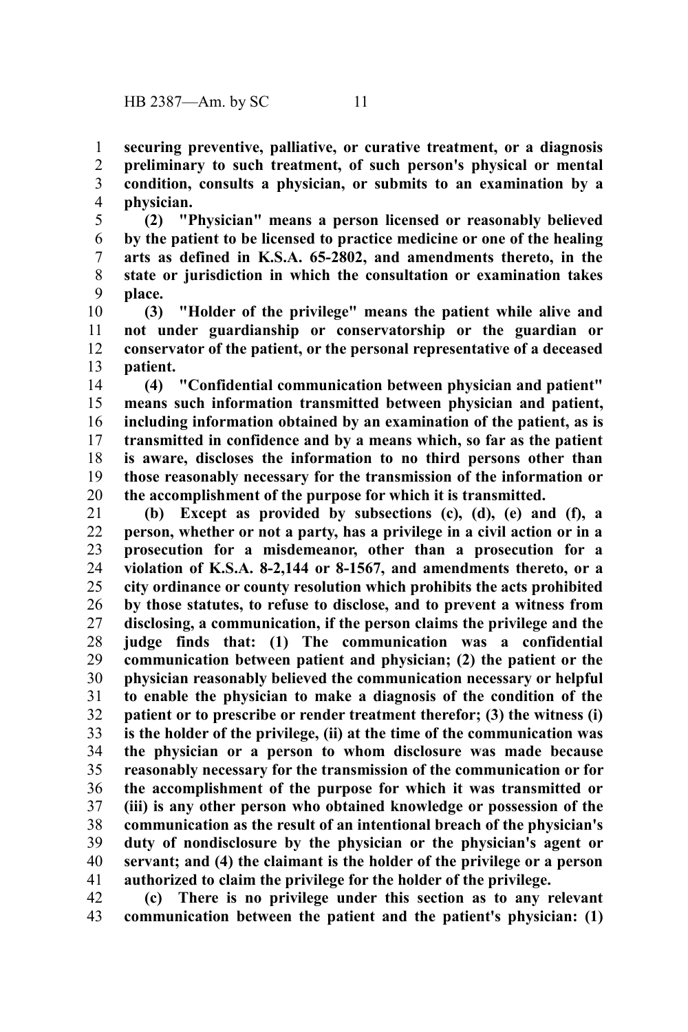**securing preventive, palliative, or curative treatment, or a diagnosis preliminary to such treatment, of such person's physical or mental condition, consults a physician, or submits to an examination by a physician.**

**(2) "Physician" means a person licensed or reasonably believed by the patient to be licensed to practice medicine or one of the healing arts as defined in K.S.A. 65-2802, and amendments thereto, in the state or jurisdiction in which the consultation or examination takes place.**

**(3) "Holder of the privilege" means the patient while alive and not under guardianship or conservatorship or the guardian or conservator of the patient, or the personal representative of a deceased patient.**

**(4) "Confidential communication between physician and patient" means such information transmitted between physician and patient, including information obtained by an examination of the patient, as is transmitted in confidence and by a means which, so far as the patient is aware, discloses the information to no third persons other than those reasonably necessary for the transmission of the information or the accomplishment of the purpose for which it is transmitted.**

**(b) Except as provided by subsections (c), (d), (e) and (f), a person, whether or not a party, has a privilege in a civil action or in a prosecution for a misdemeanor, other than a prosecution for a violation of K.S.A. 8-2,144 or 8-1567, and amendments thereto, or a city ordinance or county resolution which prohibits the acts prohibited by those statutes, to refuse to disclose, and to prevent a witness from disclosing, a communication, if the person claims the privilege and the judge finds that: (1) The communication was a confidential communication between patient and physician; (2) the patient or the physician reasonably believed the communication necessary or helpful to enable the physician to make a diagnosis of the condition of the patient or to prescribe or render treatment therefor; (3) the witness (i) is the holder of the privilege, (ii) at the time of the communication was the physician or a person to whom disclosure was made because reasonably necessary for the transmission of the communication or for the accomplishment of the purpose for which it was transmitted or (iii) is any other person who obtained knowledge or possession of the communication as the result of an intentional breach of the physician's duty of nondisclosure by the physician or the physician's agent or servant; and (4) the claimant is the holder of the privilege or a person authorized to claim the privilege for the holder of the privilege.**

**(c) There is no privilege under this section as to any relevant communication between the patient and the patient's physician: (1)**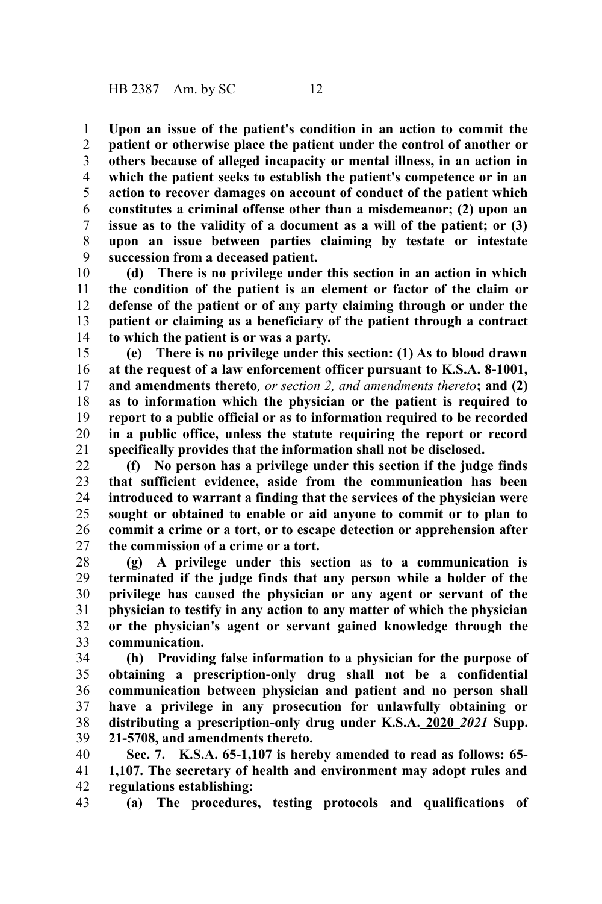**Upon an issue of the patient's condition in an action to commit the patient or otherwise place the patient under the control of another or others because of alleged incapacity or mental illness, in an action in which the patient seeks to establish the patient's competence or in an action to recover damages on account of conduct of the patient which constitutes a criminal offense other than a misdemeanor; (2) upon an issue as to the validity of a document as a will of the patient; or (3) upon an issue between parties claiming by testate or intestate succession from a deceased patient.**

**(d) There is no privilege under this section in an action in which the condition of the patient is an element or factor of the claim or defense of the patient or of any party claiming through or under the patient or claiming as a beneficiary of the patient through a contract to which the patient is or was a party.**

**(e) There is no privilege under this section: (1) As to blood drawn at the request of a law enforcement officer pursuant to K.S.A. 8-1001, and amendments thereto***, or section 2, and amendments thereto***; and (2) as to information which the physician or the patient is required to report to a public official or as to information required to be recorded in a public office, unless the statute requiring the report or record specifically provides that the information shall not be disclosed.**

**(f) No person has a privilege under this section if the judge finds that sufficient evidence, aside from the communication has been introduced to warrant a finding that the services of the physician were sought or obtained to enable or aid anyone to commit or to plan to commit a crime or a tort, or to escape detection or apprehension after the commission of a crime or a tort.**

**(g) A privilege under this section as to a communication is terminated if the judge finds that any person while a holder of the privilege has caused the physician or any agent or servant of the physician to testify in any action to any matter of which the physician or the physician's agent or servant gained knowledge through the communication.**

**(h) Providing false information to a physician for the purpose of obtaining a prescription-only drug shall not be a confidential communication between physician and patient and no person shall have a privilege in any prosecution for unlawfully obtaining or distributing a prescription-only drug under K.S.A. ~~2020~~** ***2021*** **Supp. 21-5708, and amendments thereto.**

**Sec. 7. K.S.A. 65-1,107 is hereby amended to read as follows: 65-1,107. The secretary of health and environment may adopt rules and regulations establishing:**

**(a) The procedures, testing protocols and qualifications of**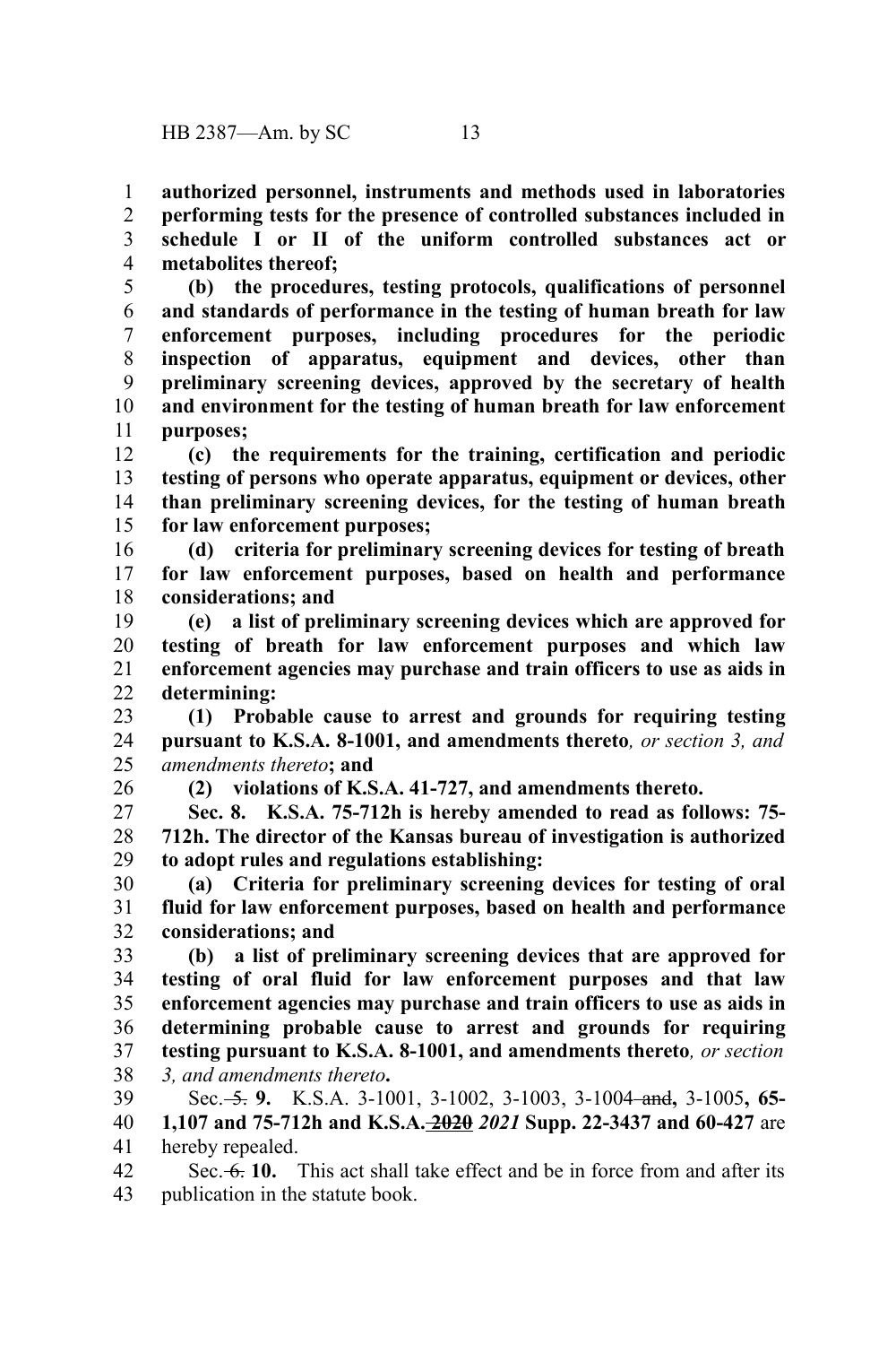**authorized personnel, instruments and methods used in laboratories performing tests for the presence of controlled substances included in schedule I or II of the uniform controlled substances act or metabolites thereof;**

**(b) the procedures, testing protocols, qualifications of personnel and standards of performance in the testing of human breath for law enforcement purposes, including procedures for the periodic inspection of apparatus, equipment and devices, other than preliminary screening devices, approved by the secretary of health and environment for the testing of human breath for law enforcement purposes;**

**(c) the requirements for the training, certification and periodic testing of persons who operate apparatus, equipment or devices, other than preliminary screening devices, for the testing of human breath for law enforcement purposes;**

**(d) criteria for preliminary screening devices for testing of breath for law enforcement purposes, based on health and performance considerations; and**

**(e) a list of preliminary screening devices which are approved for testing of breath for law enforcement purposes and which law enforcement agencies may purchase and train officers to use as aids in determining:**

**(1) Probable cause to arrest and grounds for requiring testing pursuant to K.S.A. 8-1001, and amendments thereto***, or section 3, and amendments thereto***; and**

**(2) violations of K.S.A. 41-727, and amendments thereto.**

**Sec. 8. K.S.A. 75-712h is hereby amended to read as follows: 75-712h. The director of the Kansas bureau of investigation is authorized to adopt rules and regulations establishing:**

**(a) Criteria for preliminary screening devices for testing of oral fluid for law enforcement purposes, based on health and performance considerations; and**

**(b) a list of preliminary screening devices that are approved for testing of oral fluid for law enforcement purposes and that law enforcement agencies may purchase and train officers to use as aids in determining probable cause to arrest and grounds for requiring testing pursuant to K.S.A. 8-1001, and amendments thereto***, or section 3, and amendments thereto***.**

Sec. ~~5.~~ **9.** K.S.A. 3-1001, 3-1002, 3-1003, 3-1004 ~~and~~**,** 3-1005**, 65-1,107 and 75-712h and K.S.A.** ~~2020~~ ***2021*** **Supp. 22-3437 and 60-427** are hereby repealed.

Sec. ~~6.~~ **10.** This act shall take effect and be in force from and after its publication in the statute book.